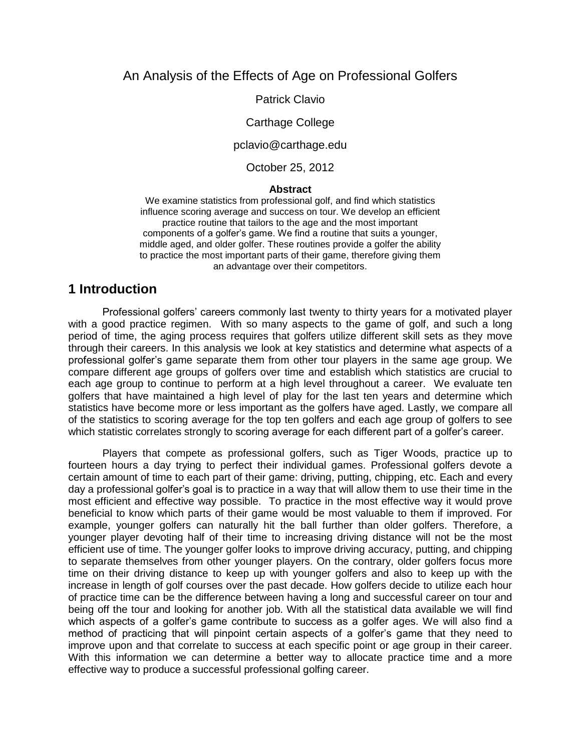# An Analysis of the Effects of Age on Professional Golfers

Patrick Clavio

Carthage College

pclavio@carthage.edu

October 25, 2012

**Abstract**

We examine statistics from professional golf, and find which statistics influence scoring average and success on tour. We develop an efficient practice routine that tailors to the age and the most important components of a golfer's game. We find a routine that suits a younger, middle aged, and older golfer. These routines provide a golfer the ability to practice the most important parts of their game, therefore giving them an advantage over their competitors.

## 1 Introduction

Professional golfers' careers commonly last twenty to thirty years for a motivated player with a good practice regimen. With so many aspects to the game of golf, and such a long period of time, the aging process requires that golfers utilize different skill sets as they move through their careers. In this analysis we look at key statistics and determine what aspects of a professional golfer's game separate them from other tour players in the same age group. We compare different age groups of golfers over time and establish which statistics are crucial to each age group to continue to perform at a high level throughout a career. We evaluate ten golfers that have maintained a high level of play for the last ten years and determine which statistics have become more or less important as the golfers have aged. Lastly, we compare all of the statistics to scoring average for the top ten golfers and each age group of golfers to see which statistic correlates strongly to scoring average for each different part of a golfer's career.

Players that compete as professional golfers, such as Tiger Woods, practice up to fourteen hours a day trying to perfect their individual games. Professional golfers devote a certain amount of time to each part of their game: driving, putting, chipping, etc. Each and every day a professional golfer's goal is to practice in a way that will allow them to use their time in the most efficient and effective way possible. To practice in the most effective way it would prove beneficial to know which parts of their game would be most valuable to them if improved. For example, younger golfers can naturally hit the ball further than older golfers. Therefore, a younger player devoting half of their time to increasing driving distance will not be the most efficient use of time. The younger golfer looks to improve driving accuracy, putting, and chipping to separate themselves from other younger players. On the contrary, older golfers focus more time on their driving distance to keep up with younger golfers and also to keep up with the increase in length of golf courses over the past decade. How golfers decide to utilize each hour of practice time can be the difference between having a long and successful career on tour and being off the tour and looking for another job. With all the statistical data available we will find which aspects of a golfer's game contribute to success as a golfer ages. We will also find a method of practicing that will pinpoint certain aspects of a golfer's game that they need to improve upon and that correlate to success at each specific point or age group in their career. With this information we can determine a better way to allocate practice time and a more effective way to produce a successful professional golfing career.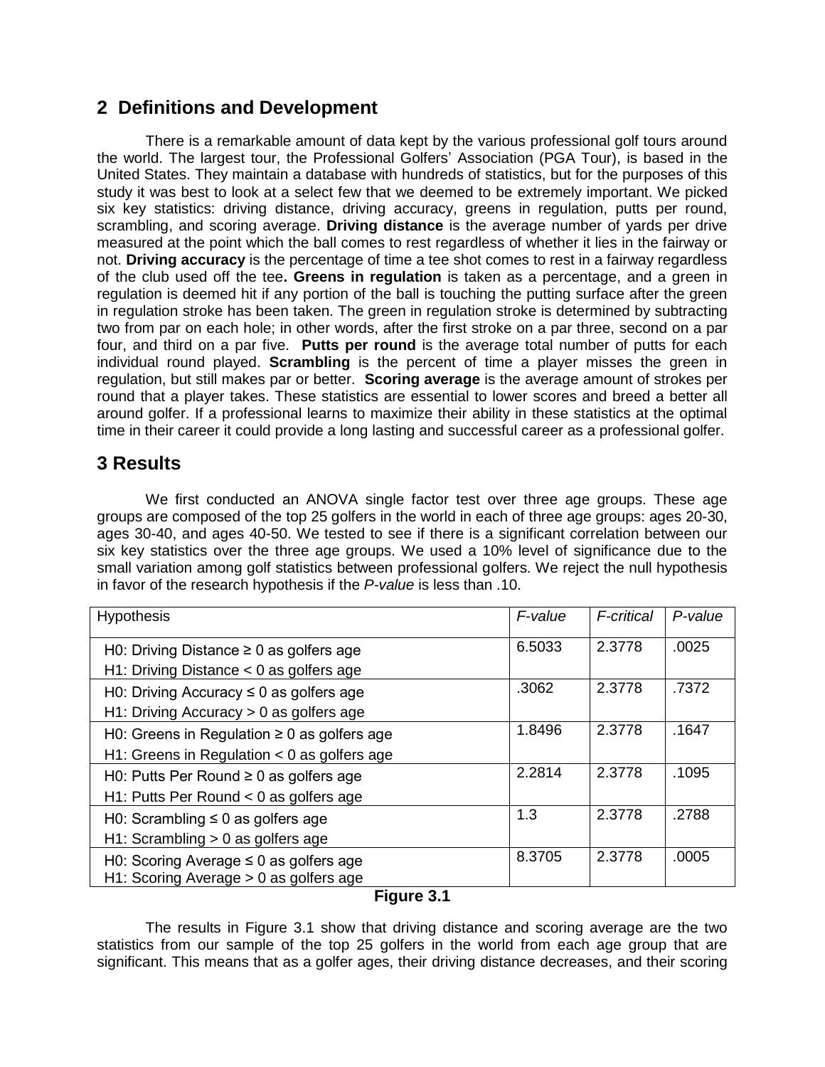## 2 Definitions and Development

There is a remarkable amount of data kept by the various professional golf tours around the world. The largest tour, the Professional Golfers' Association (PGA Tour), is based in the United States. They maintain a database with hundreds of statistics, but for the purposes of this study it was best to look at a select few that we deemed to be extremely important. We picked six key statistics: driving distance, driving accuracy, greens in regulation, putts per round, scrambling, and scoring average. **Driving distance** is the average number of yards per drive measured at the point which the ball comes to rest regardless of whether it lies in the fairway or not. **Driving accuracy** is the percentage of time a tee shot comes to rest in a fairway regardless of the club used off the tee**.** **Greens in regulation** is taken as a percentage, and a green in regulation is deemed hit if any portion of the ball is touching the putting surface after the green in regulation stroke has been taken. The green in regulation stroke is determined by subtracting two from par on each hole; in other words, after the first stroke on a par three, second on a par four, and third on a par five. **Putts per round** is the average total number of putts for each individual round played. **Scrambling** is the percent of time a player misses the green in regulation, but still makes par or better. **Scoring average** is the average amount of strokes per round that a player takes. These statistics are essential to lower scores and breed a better all around golfer. If a professional learns to maximize their ability in these statistics at the optimal time in their career it could provide a long lasting and successful career as a professional golfer.

## 3 Results

We first conducted an ANOVA single factor test over three age groups. These age groups are composed of the top 25 golfers in the world in each of three age groups: ages 20-30, ages 30-40, and ages 40-50. We tested to see if there is a significant correlation between our six key statistics over the three age groups. We used a 10% level of significance due to the small variation among golf statistics between professional golfers. We reject the null hypothesis in favor of the research hypothesis if the *P-value* is less than .10.

| Hypothesis | *F-value* | *F-critical* | *P-value* |
|---|---|---|---|
| H0: Driving Distance ≥ 0 as golfers age<br>H1: Driving Distance < 0 as golfers age | 6.5033 | 2.3778 | .0025 |
| H0: Driving Accuracy ≤ 0 as golfers age<br>H1: Driving Accuracy > 0 as golfers age | .3062 | 2.3778 | .7372 |
| H0: Greens in Regulation ≥ 0 as golfers age<br>H1: Greens in Regulation < 0 as golfers age | 1.8496 | 2.3778 | .1647 |
| H0: Putts Per Round ≥ 0 as golfers age<br>H1: Putts Per Round < 0 as golfers age | 2.2814 | 2.3778 | .1095 |
| H0: Scrambling ≤ 0 as golfers age<br>H1: Scrambling > 0 as golfers age | 1.3 | 2.3778 | .2788 |
| H0: Scoring Average ≤ 0 as golfers age<br>H1: Scoring Average > 0 as golfers age | 8.3705 | 2.3778 | .0005 |

**Figure 3.1**

The results in Figure 3.1 show that driving distance and scoring average are the two statistics from our sample of the top 25 golfers in the world from each age group that are significant. This means that as a golfer ages, their driving distance decreases, and their scoring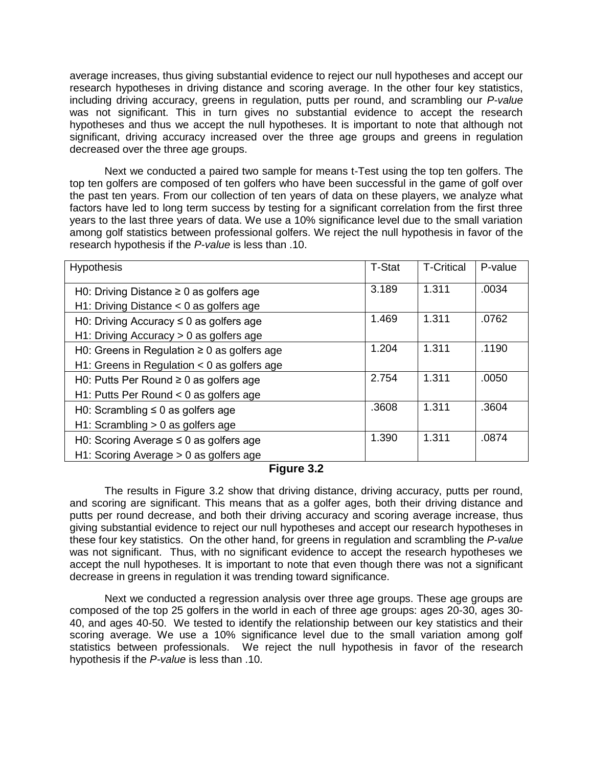average increases, thus giving substantial evidence to reject our null hypotheses and accept our research hypotheses in driving distance and scoring average. In the other four key statistics, including driving accuracy, greens in regulation, putts per round, and scrambling our *P-value* was not significant. This in turn gives no substantial evidence to accept the research hypotheses and thus we accept the null hypotheses. It is important to note that although not significant, driving accuracy increased over the three age groups and greens in regulation decreased over the three age groups.

Next we conducted a paired two sample for means t-Test using the top ten golfers. The top ten golfers are composed of ten golfers who have been successful in the game of golf over the past ten years. From our collection of ten years of data on these players, we analyze what factors have led to long term success by testing for a significant correlation from the first three years to the last three years of data. We use a 10% significance level due to the small variation among golf statistics between professional golfers. We reject the null hypothesis in favor of the research hypothesis if the *P-value* is less than .10.

| Hypothesis | T-Stat | T-Critical | P-value |
|---|---|---|---|
| H0: Driving Distance ≥ 0 as golfers age<br>H1: Driving Distance < 0 as golfers age | 3.189 | 1.311 | .0034 |
| H0: Driving Accuracy ≤ 0 as golfers age<br>H1: Driving Accuracy > 0 as golfers age | 1.469 | 1.311 | .0762 |
| H0: Greens in Regulation ≥ 0 as golfers age<br>H1: Greens in Regulation < 0 as golfers age | 1.204 | 1.311 | .1190 |
| H0: Putts Per Round ≥ 0 as golfers age<br>H1: Putts Per Round < 0 as golfers age | 2.754 | 1.311 | .0050 |
| H0: Scrambling ≤ 0 as golfers age<br>H1: Scrambling > 0 as golfers age | .3608 | 1.311 | .3604 |
| H0: Scoring Average ≤ 0 as golfers age<br>H1: Scoring Average > 0 as golfers age | 1.390 | 1.311 | .0874 |

**Figure 3.2**

The results in Figure 3.2 show that driving distance, driving accuracy, putts per round, and scoring are significant. This means that as a golfer ages, both their driving distance and putts per round decrease, and both their driving accuracy and scoring average increase, thus giving substantial evidence to reject our null hypotheses and accept our research hypotheses in these four key statistics. On the other hand, for greens in regulation and scrambling the *P-value* was not significant. Thus, with no significant evidence to accept the research hypotheses we accept the null hypotheses. It is important to note that even though there was not a significant decrease in greens in regulation it was trending toward significance.

Next we conducted a regression analysis over three age groups. These age groups are composed of the top 25 golfers in the world in each of three age groups: ages 20-30, ages 30-40, and ages 40-50. We tested to identify the relationship between our key statistics and their scoring average. We use a 10% significance level due to the small variation among golf statistics between professionals. We reject the null hypothesis in favor of the research hypothesis if the *P-value* is less than .10.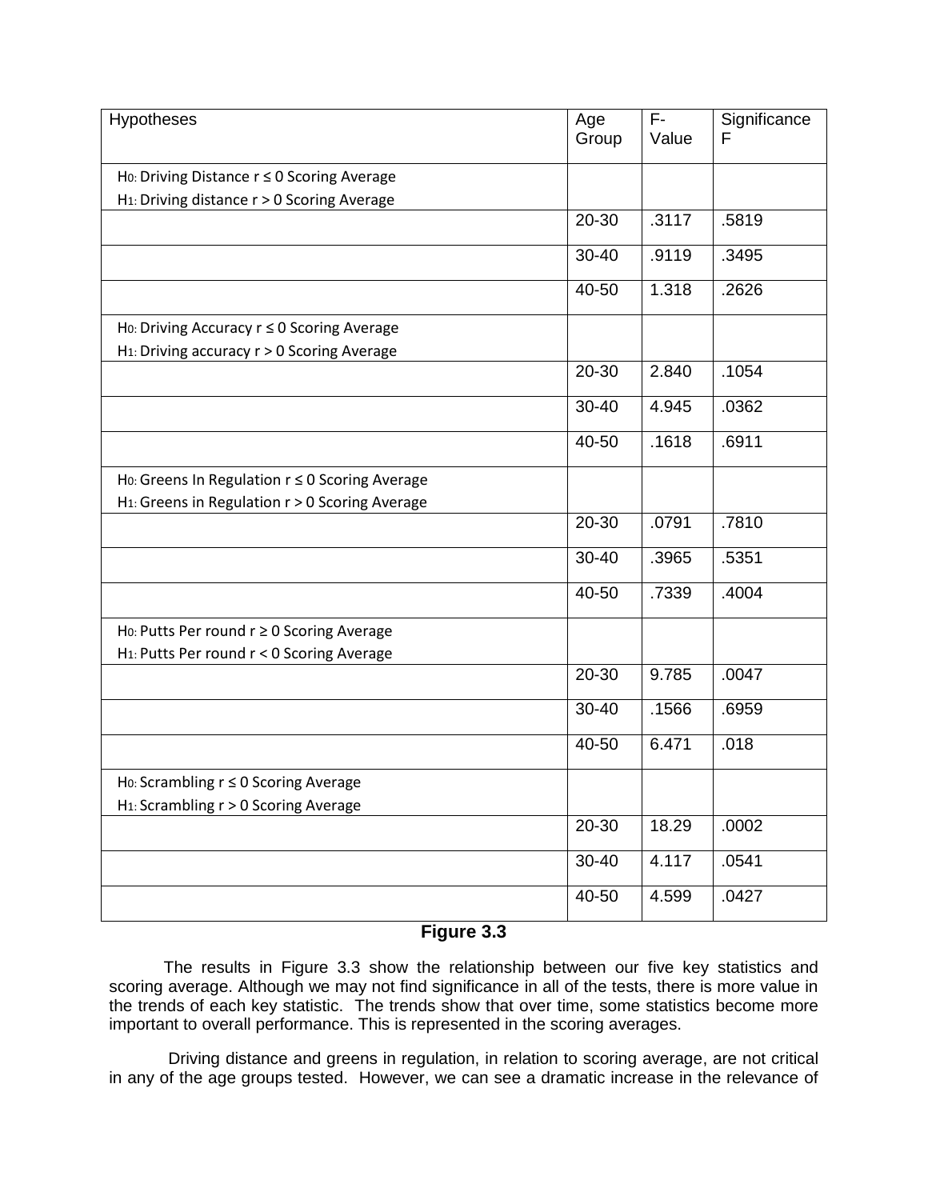| Hypotheses | Age Group | F-Value | Significance F |
|---|---|---|---|
| $H_0$: Driving Distance $r \leq 0$ Scoring Average<br>$H_1$: Driving distance $r > 0$ Scoring Average | | | |
| | 20-30 | .3117 | .5819 |
| | 30-40 | .9119 | .3495 |
| | 40-50 | 1.318 | .2626 |
| $H_0$: Driving Accuracy $r \leq 0$ Scoring Average<br>$H_1$: Driving accuracy $r > 0$ Scoring Average | | | |
| | 20-30 | 2.840 | .1054 |
| | 30-40 | 4.945 | .0362 |
| | 40-50 | .1618 | .6911 |
| $H_0$: Greens In Regulation $r \leq 0$ Scoring Average<br>$H_1$: Greens in Regulation $r > 0$ Scoring Average | | | |
| | 20-30 | .0791 | .7810 |
| | 30-40 | .3965 | .5351 |
| | 40-50 | .7339 | .4004 |
| $H_0$: Putts Per round $r \geq 0$ Scoring Average<br>$H_1$: Putts Per round $r < 0$ Scoring Average | | | |
| | 20-30 | 9.785 | .0047 |
| | 30-40 | .1566 | .6959 |
| | 40-50 | 6.471 | .018 |
| $H_0$: Scrambling $r \leq 0$ Scoring Average<br>$H_1$: Scrambling $r > 0$ Scoring Average | | | |
| | 20-30 | 18.29 | .0002 |
| | 30-40 | 4.117 | .0541 |
| | 40-50 | 4.599 | .0427 |

**Figure 3.3**

The results in Figure 3.3 show the relationship between our five key statistics and scoring average. Although we may not find significance in all of the tests, there is more value in the trends of each key statistic. The trends show that over time, some statistics become more important to overall performance. This is represented in the scoring averages.

Driving distance and greens in regulation, in relation to scoring average, are not critical in any of the age groups tested. However, we can see a dramatic increase in the relevance of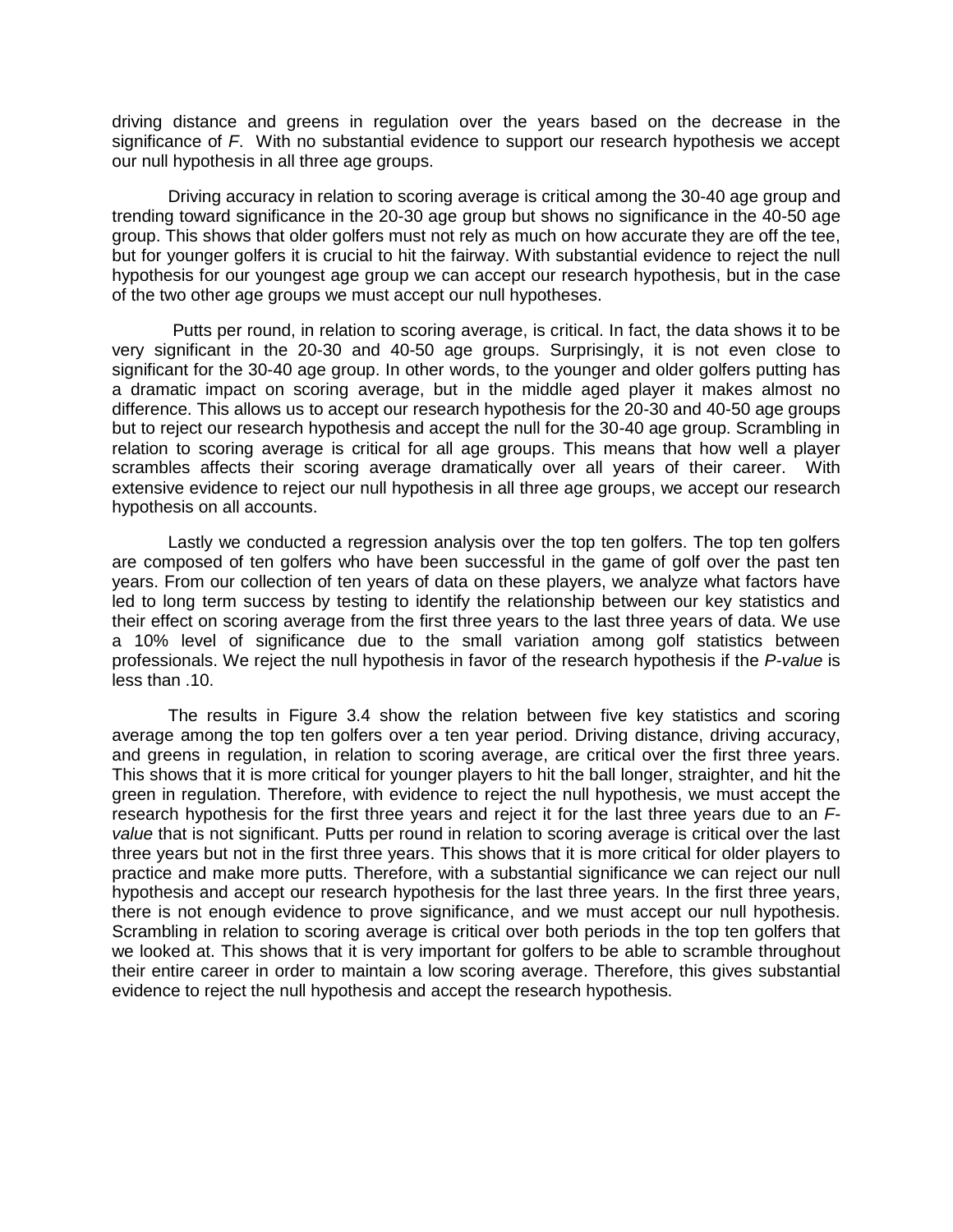driving distance and greens in regulation over the years based on the decrease in the significance of *F*. With no substantial evidence to support our research hypothesis we accept our null hypothesis in all three age groups.

Driving accuracy in relation to scoring average is critical among the 30-40 age group and trending toward significance in the 20-30 age group but shows no significance in the 40-50 age group. This shows that older golfers must not rely as much on how accurate they are off the tee, but for younger golfers it is crucial to hit the fairway. With substantial evidence to reject the null hypothesis for our youngest age group we can accept our research hypothesis, but in the case of the two other age groups we must accept our null hypotheses.

Putts per round, in relation to scoring average, is critical. In fact, the data shows it to be very significant in the 20-30 and 40-50 age groups. Surprisingly, it is not even close to significant for the 30-40 age group. In other words, to the younger and older golfers putting has a dramatic impact on scoring average, but in the middle aged player it makes almost no difference. This allows us to accept our research hypothesis for the 20-30 and 40-50 age groups but to reject our research hypothesis and accept the null for the 30-40 age group. Scrambling in relation to scoring average is critical for all age groups. This means that how well a player scrambles affects their scoring average dramatically over all years of their career. With extensive evidence to reject our null hypothesis in all three age groups, we accept our research hypothesis on all accounts.

Lastly we conducted a regression analysis over the top ten golfers. The top ten golfers are composed of ten golfers who have been successful in the game of golf over the past ten years. From our collection of ten years of data on these players, we analyze what factors have led to long term success by testing to identify the relationship between our key statistics and their effect on scoring average from the first three years to the last three years of data. We use a 10% level of significance due to the small variation among golf statistics between professionals. We reject the null hypothesis in favor of the research hypothesis if the *P-value* is less than .10.

The results in Figure 3.4 show the relation between five key statistics and scoring average among the top ten golfers over a ten year period. Driving distance, driving accuracy, and greens in regulation, in relation to scoring average, are critical over the first three years. This shows that it is more critical for younger players to hit the ball longer, straighter, and hit the green in regulation. Therefore, with evidence to reject the null hypothesis, we must accept the research hypothesis for the first three years and reject it for the last three years due to an *F-value* that is not significant. Putts per round in relation to scoring average is critical over the last three years but not in the first three years. This shows that it is more critical for older players to practice and make more putts. Therefore, with a substantial significance we can reject our null hypothesis and accept our research hypothesis for the last three years. In the first three years, there is not enough evidence to prove significance, and we must accept our null hypothesis. Scrambling in relation to scoring average is critical over both periods in the top ten golfers that we looked at. This shows that it is very important for golfers to be able to scramble throughout their entire career in order to maintain a low scoring average. Therefore, this gives substantial evidence to reject the null hypothesis and accept the research hypothesis.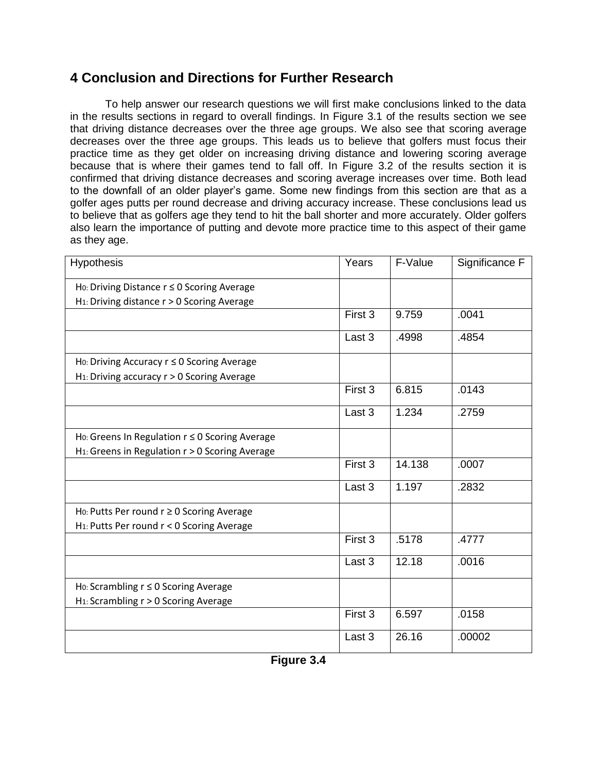## 4 Conclusion and Directions for Further Research

To help answer our research questions we will first make conclusions linked to the data in the results sections in regard to overall findings. In Figure 3.1 of the results section we see that driving distance decreases over the three age groups. We also see that scoring average decreases over the three age groups. This leads us to believe that golfers must focus their practice time as they get older on increasing driving distance and lowering scoring average because that is where their games tend to fall off. In Figure 3.2 of the results section it is confirmed that driving distance decreases and scoring average increases over time. Both lead to the downfall of an older player's game. Some new findings from this section are that as a golfer ages putts per round decrease and driving accuracy increase. These conclusions lead us to believe that as golfers age they tend to hit the ball shorter and more accurately. Older golfers also learn the importance of putting and devote more practice time to this aspect of their game as they age.

| Hypothesis | Years | F-Value | Significance F |
|---|---|---|---|
| $H_0$: Driving Distance r ≤ 0 Scoring Average<br>$H_1$: Driving distance r > 0 Scoring Average | | | |
| | First 3 | 9.759 | .0041 |
| | Last 3 | .4998 | .4854 |
| $H_0$: Driving Accuracy r ≤ 0 Scoring Average<br>$H_1$: Driving accuracy r > 0 Scoring Average | | | |
| | First 3 | 6.815 | .0143 |
| | Last 3 | 1.234 | .2759 |
| $H_0$: Greens In Regulation r ≤ 0 Scoring Average<br>$H_1$: Greens in Regulation r > 0 Scoring Average | | | |
| | First 3 | 14.138 | .0007 |
| | Last 3 | 1.197 | .2832 |
| $H_0$: Putts Per round r ≥ 0 Scoring Average<br>$H_1$: Putts Per round r < 0 Scoring Average | | | |
| | First 3 | .5178 | .4777 |
| | Last 3 | 12.18 | .0016 |
| $H_0$: Scrambling r ≤ 0 Scoring Average<br>$H_1$: Scrambling r > 0 Scoring Average | | | |
| | First 3 | 6.597 | .0158 |
| | Last 3 | 26.16 | .00002 |

**Figure 3.4**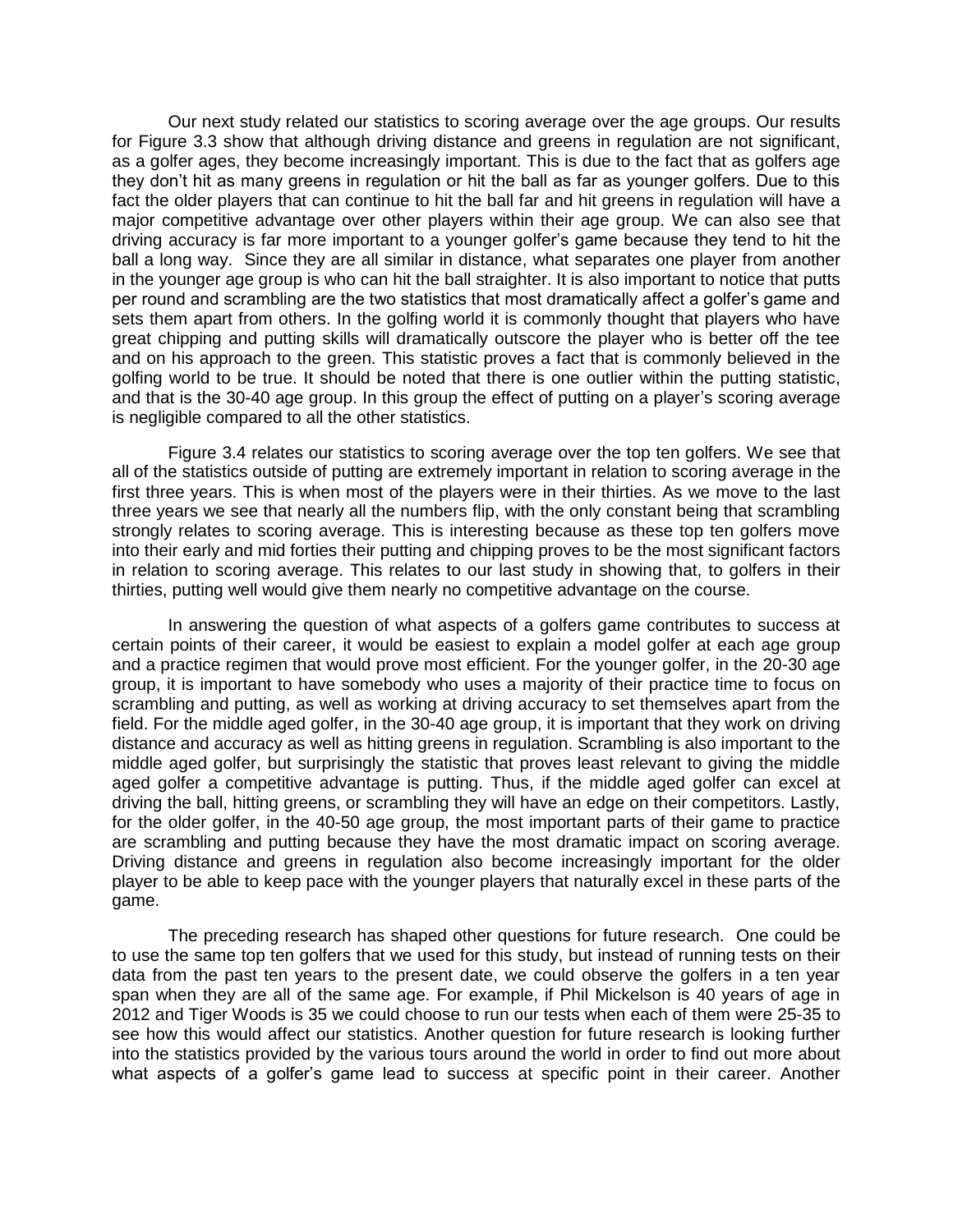Our next study related our statistics to scoring average over the age groups. Our results for Figure 3.3 show that although driving distance and greens in regulation are not significant, as a golfer ages, they become increasingly important. This is due to the fact that as golfers age they don't hit as many greens in regulation or hit the ball as far as younger golfers. Due to this fact the older players that can continue to hit the ball far and hit greens in regulation will have a major competitive advantage over other players within their age group. We can also see that driving accuracy is far more important to a younger golfer's game because they tend to hit the ball a long way. Since they are all similar in distance, what separates one player from another in the younger age group is who can hit the ball straighter. It is also important to notice that putts per round and scrambling are the two statistics that most dramatically affect a golfer's game and sets them apart from others. In the golfing world it is commonly thought that players who have great chipping and putting skills will dramatically outscore the player who is better off the tee and on his approach to the green. This statistic proves a fact that is commonly believed in the golfing world to be true. It should be noted that there is one outlier within the putting statistic, and that is the 30-40 age group. In this group the effect of putting on a player's scoring average is negligible compared to all the other statistics.

Figure 3.4 relates our statistics to scoring average over the top ten golfers. We see that all of the statistics outside of putting are extremely important in relation to scoring average in the first three years. This is when most of the players were in their thirties. As we move to the last three years we see that nearly all the numbers flip, with the only constant being that scrambling strongly relates to scoring average. This is interesting because as these top ten golfers move into their early and mid forties their putting and chipping proves to be the most significant factors in relation to scoring average. This relates to our last study in showing that, to golfers in their thirties, putting well would give them nearly no competitive advantage on the course.

In answering the question of what aspects of a golfers game contributes to success at certain points of their career, it would be easiest to explain a model golfer at each age group and a practice regimen that would prove most efficient. For the younger golfer, in the 20-30 age group, it is important to have somebody who uses a majority of their practice time to focus on scrambling and putting, as well as working at driving accuracy to set themselves apart from the field. For the middle aged golfer, in the 30-40 age group, it is important that they work on driving distance and accuracy as well as hitting greens in regulation. Scrambling is also important to the middle aged golfer, but surprisingly the statistic that proves least relevant to giving the middle aged golfer a competitive advantage is putting. Thus, if the middle aged golfer can excel at driving the ball, hitting greens, or scrambling they will have an edge on their competitors. Lastly, for the older golfer, in the 40-50 age group, the most important parts of their game to practice are scrambling and putting because they have the most dramatic impact on scoring average. Driving distance and greens in regulation also become increasingly important for the older player to be able to keep pace with the younger players that naturally excel in these parts of the game.

The preceding research has shaped other questions for future research. One could be to use the same top ten golfers that we used for this study, but instead of running tests on their data from the past ten years to the present date, we could observe the golfers in a ten year span when they are all of the same age. For example, if Phil Mickelson is 40 years of age in 2012 and Tiger Woods is 35 we could choose to run our tests when each of them were 25-35 to see how this would affect our statistics. Another question for future research is looking further into the statistics provided by the various tours around the world in order to find out more about what aspects of a golfer's game lead to success at specific point in their career. Another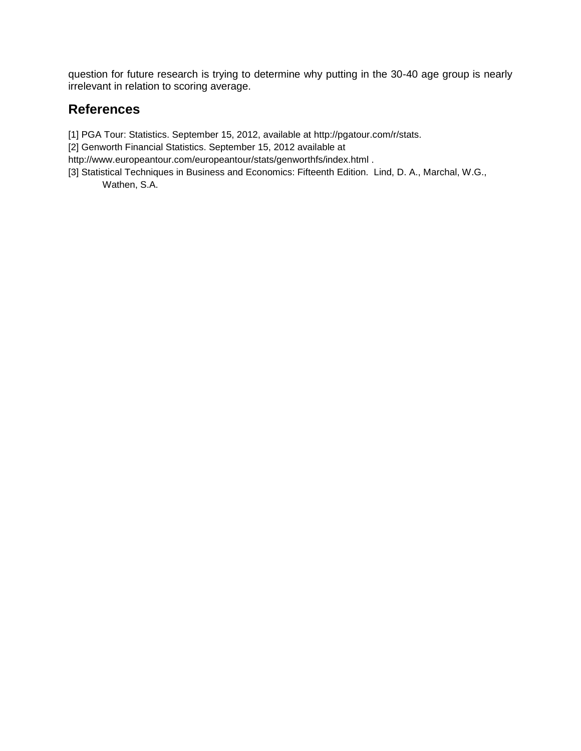question for future research is trying to determine why putting in the 30-40 age group is nearly irrelevant in relation to scoring average.

## References

[1] PGA Tour: Statistics. September 15, 2012, available at http://pgatour.com/r/stats.

[2] Genworth Financial Statistics. September 15, 2012 available at http://www.europeantour.com/europeantour/stats/genworthfs/index.html .

[3] Statistical Techniques in Business and Economics: Fifteenth Edition. Lind, D. A., Marchal, W.G., Wathen, S.A.